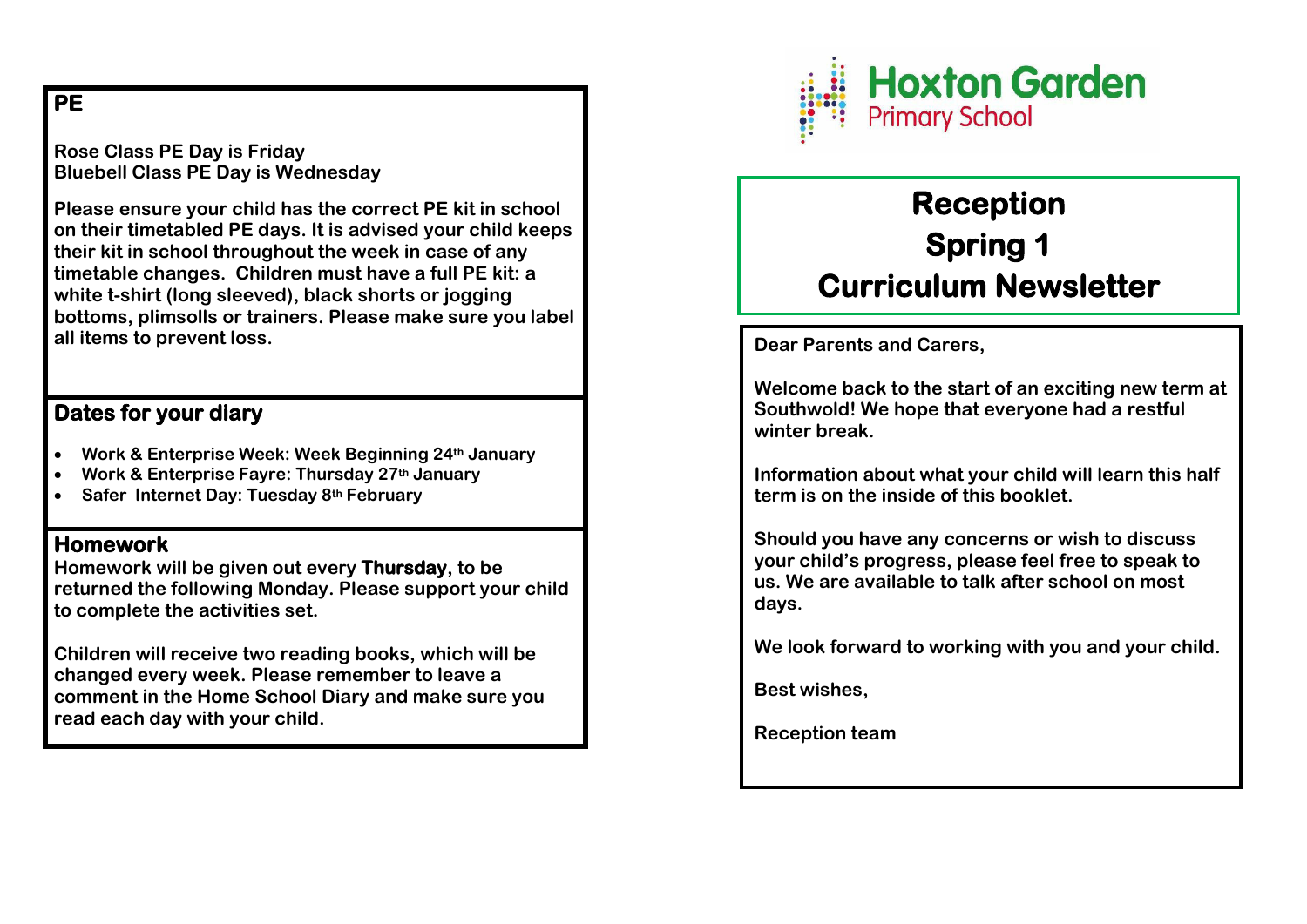## PE

**Rose Class PE Day is Friday**
**Bluebell Class PE Day is Wednesday**

**Please ensure your child has the correct PE kit in school on their timetabled PE days. It is advised your child keeps their kit in school throughout the week in case of any timetable changes. Children must have a full PE kit: a white t-shirt (long sleeved), black shorts or jogging bottoms, plimsolls or trainers. Please make sure you label all items to prevent loss.**

## Dates for your diary

- **Work & Enterprise Week: Week Beginning 24th January**
- **Work & Enterprise Fayre: Thursday 27th January**
- **Safer Internet Day: Tuesday 8th February**

## Homework

**Homework will be given out every Thursday, to be returned the following Monday. Please support your child to complete the activities set.**

**Children will receive two reading books, which will be changed every week. Please remember to leave a comment in the Home School Diary and make sure you read each day with your child.**

**Hoxton Garden**
Primary School

# Reception
# Spring 1
# Curriculum Newsletter

**Dear Parents and Carers,**

**Welcome back to the start of an exciting new term at Southwold! We hope that everyone had a restful winter break.**

**Information about what your child will learn this half term is on the inside of this booklet.**

**Should you have any concerns or wish to discuss your child's progress, please feel free to speak to us. We are available to talk after school on most days.**

**We look forward to working with you and your child.**

**Best wishes,**

**Reception team**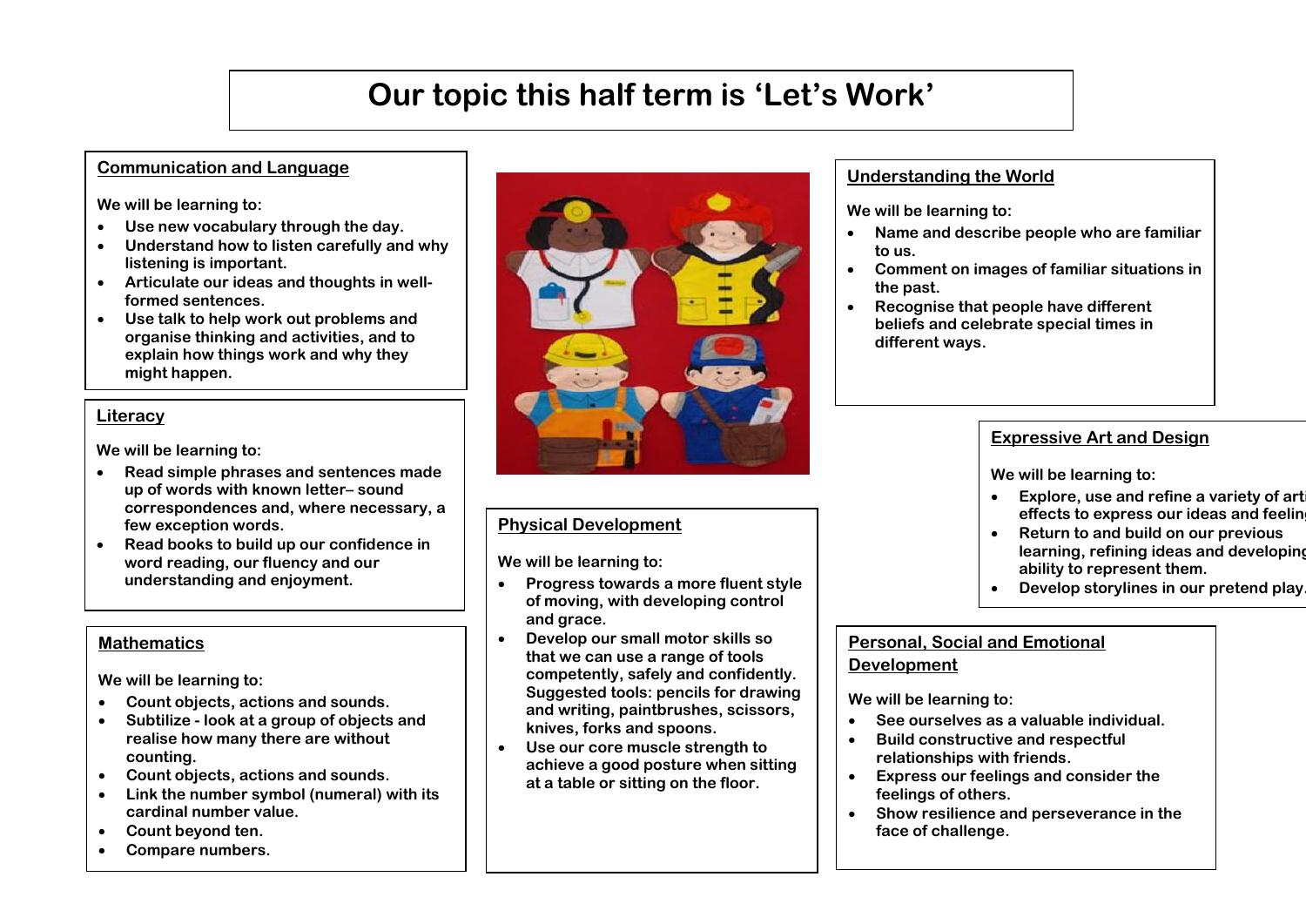# Our topic this half term is 'Let's Work'

## Communication and Language

We will be learning to:

- Use new vocabulary through the day.
- Understand how to listen carefully and why listening is important.
- Articulate our ideas and thoughts in well-formed sentences.
- Use talk to help work out problems and organise thinking and activities, and to explain how things work and why they might happen.

## Literacy

We will be learning to:

- Read simple phrases and sentences made up of words with known letter– sound correspondences and, where necessary, a few exception words.
- Read books to build up our confidence in word reading, our fluency and our understanding and enjoyment.

## Mathematics

We will be learning to:

- Count objects, actions and sounds.
- Subtilize - look at a group of objects and realise how many there are without counting.
- Count objects, actions and sounds.
- Link the number symbol (numeral) with its cardinal number value.
- Count beyond ten.
- Compare numbers.

## Physical Development

We will be learning to:

- Progress towards a more fluent style of moving, with developing control and grace.
- Develop our small motor skills so that we can use a range of tools competently, safely and confidently. Suggested tools: pencils for drawing and writing, paintbrushes, scissors, knives, forks and spoons.
- Use our core muscle strength to achieve a good posture when sitting at a table or sitting on the floor.

## Understanding the World

We will be learning to:

- Name and describe people who are familiar to us.
- Comment on images of familiar situations in the past.
- Recognise that people have different beliefs and celebrate special times in different ways.

## Expressive Art and Design

We will be learning to:

- Explore, use and refine a variety of arti effects to express our ideas and feelin
- Return to and build on our previous learning, refining ideas and developing ability to represent them.
- Develop storylines in our pretend play.

## Personal, Social and Emotional Development

We will be learning to:

- See ourselves as a valuable individual.
- Build constructive and respectful relationships with friends.
- Express our feelings and consider the feelings of others.
- Show resilience and perseverance in the face of challenge.